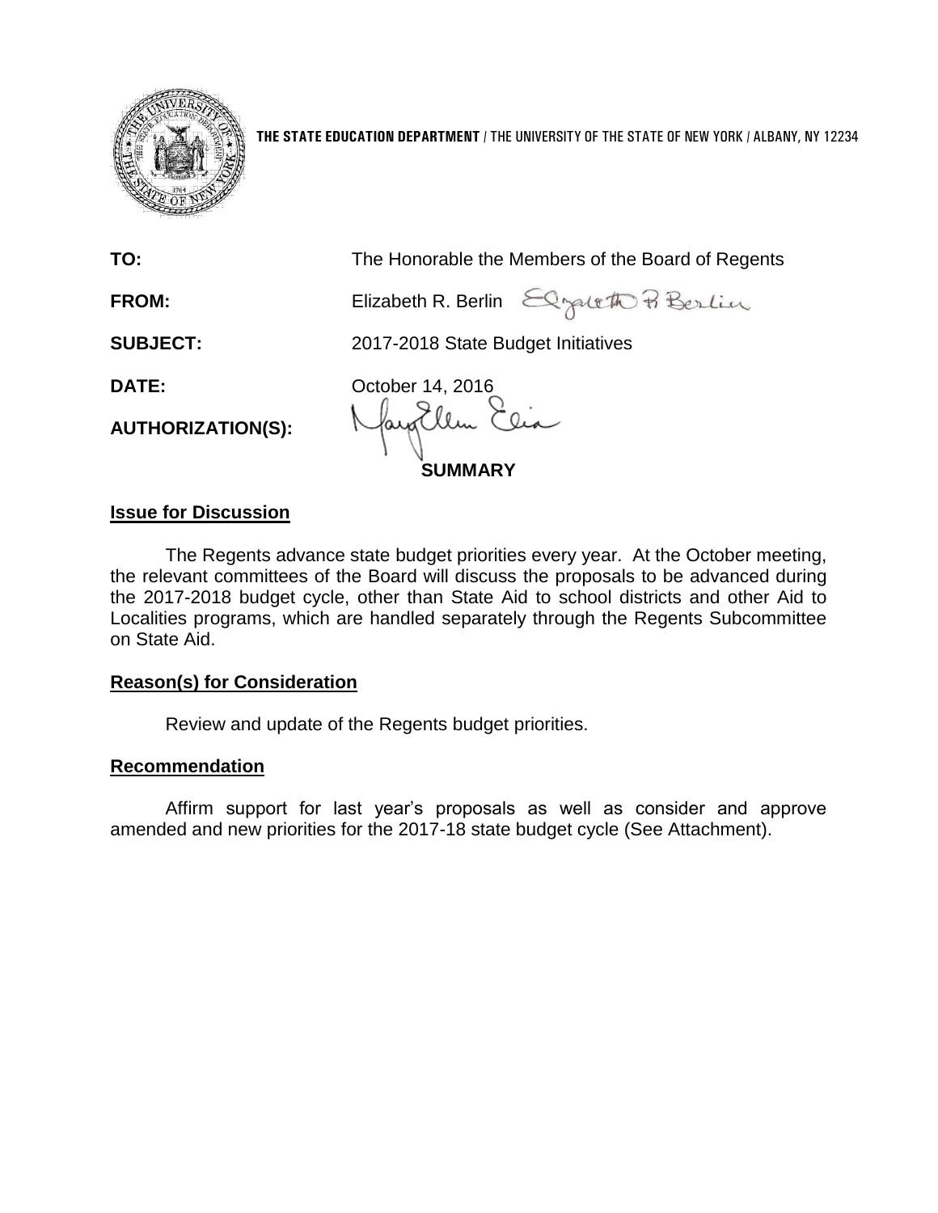**THE STATE EDUCATION DEPARTMENT** / THE UNIVERSITY OF THE STATE OF NEW YORK / ALBANY, NY 12234

**TO:** The Honorable the Members of the Board of Regents

**FROM:** Elizabeth R. Berlin

**SUBJECT:** 2017-2018 State Budget Initiatives

**DATE:** October 14, 2016

**AUTHORIZATION(S):**

**SUMMARY**

## Issue for Discussion

The Regents advance state budget priorities every year. At the October meeting, the relevant committees of the Board will discuss the proposals to be advanced during the 2017-2018 budget cycle, other than State Aid to school districts and other Aid to Localities programs, which are handled separately through the Regents Subcommittee on State Aid.

## Reason(s) for Consideration

Review and update of the Regents budget priorities.

## Recommendation

Affirm support for last year's proposals as well as consider and approve amended and new priorities for the 2017-18 state budget cycle (See Attachment).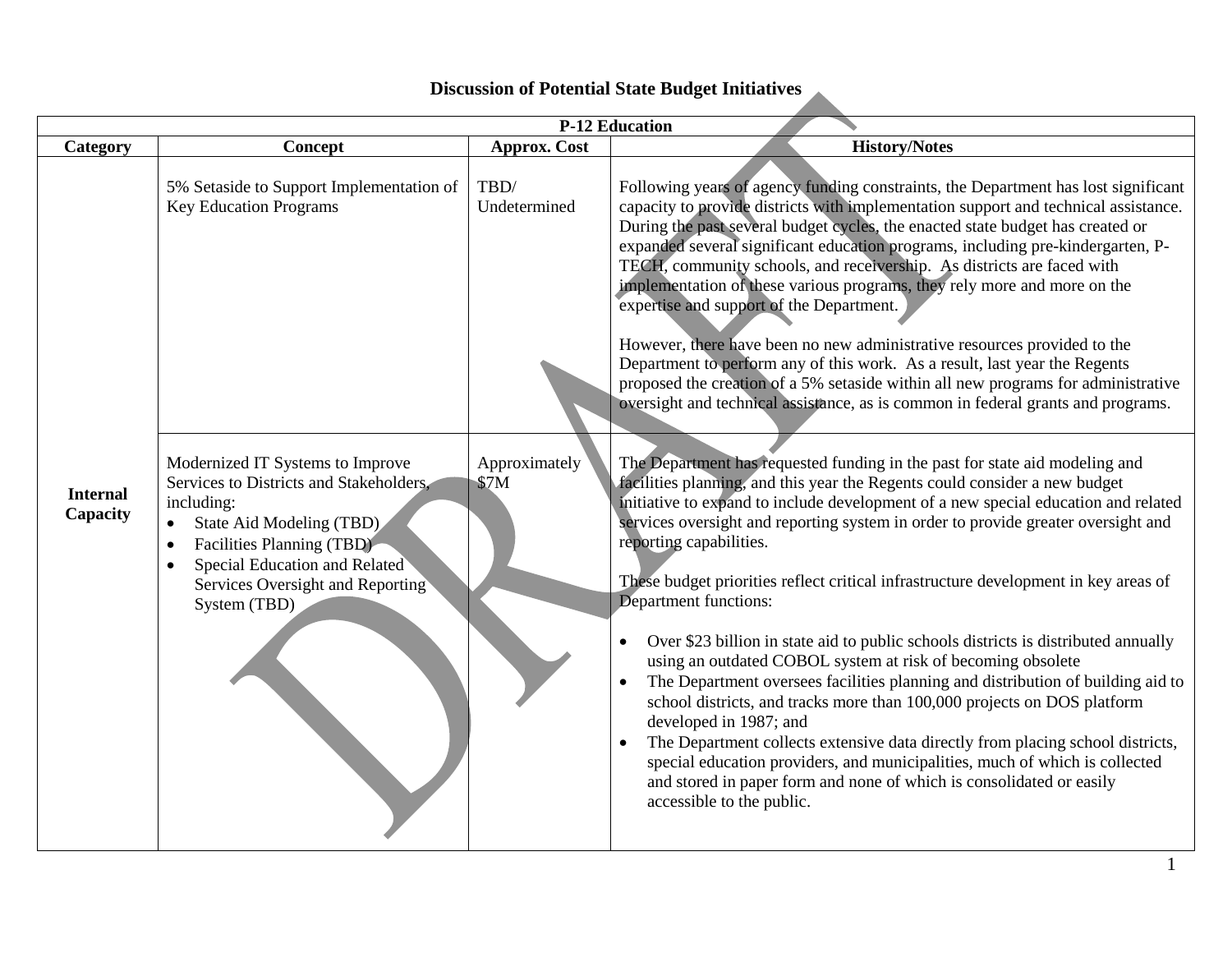# Discussion of Potential State Budget Initiatives

| P-12 Education | | | |
|---|---|---|---|
| **Category** | **Concept** | **Approx. Cost** | **History/Notes** |
| **Internal Capacity** | 5% Setaside to Support Implementation of Key Education Programs | TBD/ Undetermined | Following years of agency funding constraints, the Department has lost significant capacity to provide districts with implementation support and technical assistance. During the past several budget cycles, the enacted state budget has created or expanded several significant education programs, including pre-kindergarten, P-TECH, community schools, and receivership. As districts are faced with implementation of these various programs, they rely more and more on the expertise and support of the Department.<br><br>However, there have been no new administrative resources provided to the Department to perform any of this work. As a result, last year the Regents proposed the creation of a 5% setaside within all new programs for administrative oversight and technical assistance, as is common in federal grants and programs. |
| | Modernized IT Systems to Improve Services to Districts and Stakeholders, including:<br>• State Aid Modeling (TBD)<br>• Facilities Planning (TBD)<br>• Special Education and Related Services Oversight and Reporting System (TBD) | Approximately $7M | The Department has requested funding in the past for state aid modeling and facilities planning, and this year the Regents could consider a new budget initiative to expand to include development of a new special education and related services oversight and reporting system in order to provide greater oversight and reporting capabilities.<br><br>These budget priorities reflect critical infrastructure development in key areas of Department functions:<br><br>• Over $23 billion in state aid to public schools districts is distributed annually using an outdated COBOL system at risk of becoming obsolete<br>• The Department oversees facilities planning and distribution of building aid to school districts, and tracks more than 100,000 projects on DOS platform developed in 1987; and<br>• The Department collects extensive data directly from placing school districts, special education providers, and municipalities, much of which is collected and stored in paper form and none of which is consolidated or easily accessible to the public. |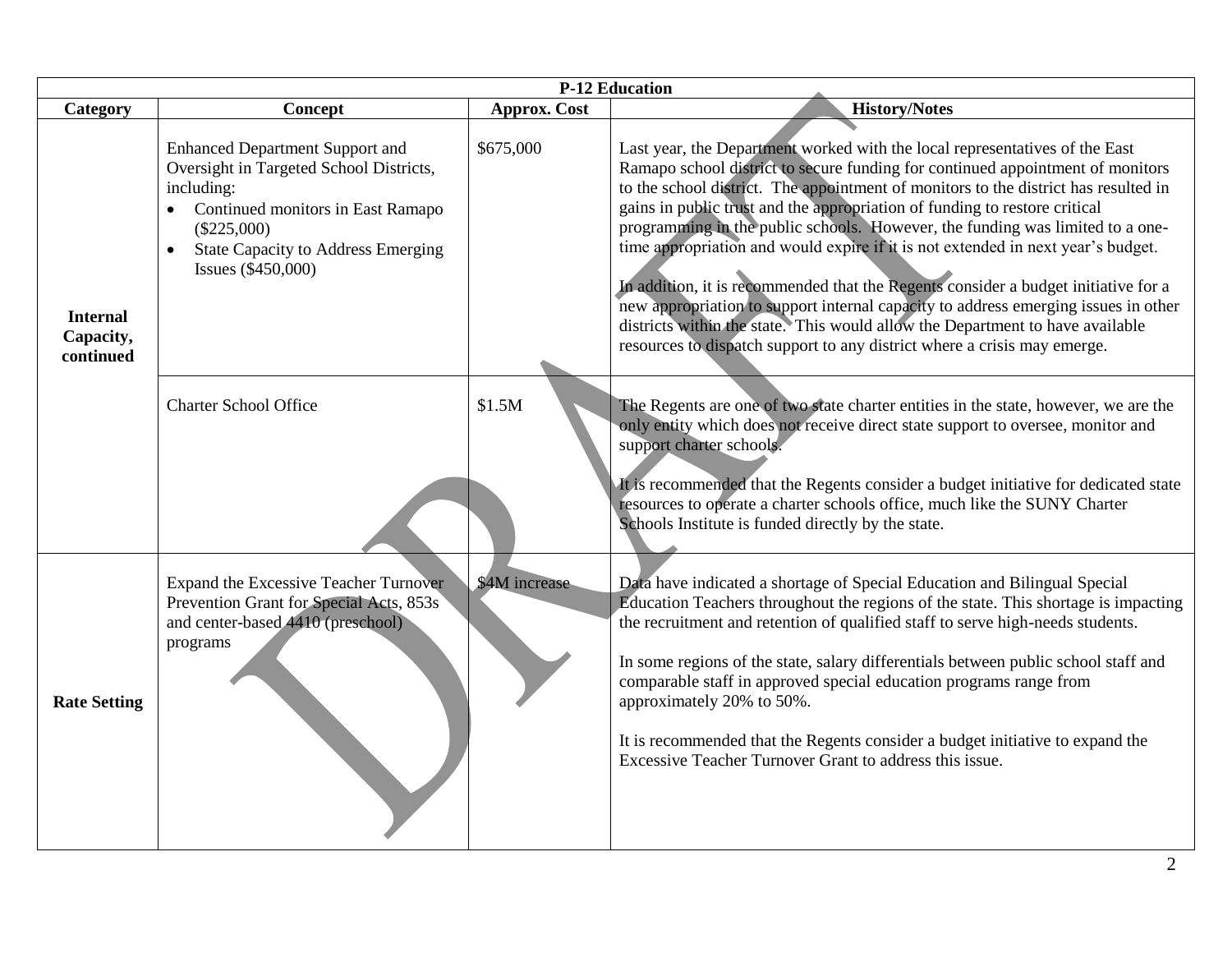| P-12 Education | | | |
|---|---|---|---|
| **Category** | **Concept** | **Approx. Cost** | **History/Notes** |
| **Internal Capacity, continued** | Enhanced Department Support and Oversight in Targeted School Districts, including: <br>• Continued monitors in East Ramapo ($225,000) <br>• State Capacity to Address Emerging Issues ($450,000) | $675,000 | Last year, the Department worked with the local representatives of the East Ramapo school district to secure funding for continued appointment of monitors to the school district. The appointment of monitors to the district has resulted in gains in public trust and the appropriation of funding to restore critical programming in the public schools. However, the funding was limited to a one-time appropriation and would expire if it is not extended in next year's budget.<br><br>In addition, it is recommended that the Regents consider a budget initiative for a new appropriation to support internal capacity to address emerging issues in other districts within the state. This would allow the Department to have available resources to dispatch support to any district where a crisis may emerge. |
| | Charter School Office | $1.5M | The Regents are one of two state charter entities in the state, however, we are the only entity which does not receive direct state support to oversee, monitor and support charter schools.<br><br>It is recommended that the Regents consider a budget initiative for dedicated state resources to operate a charter schools office, much like the SUNY Charter Schools Institute is funded directly by the state. |
| **Rate Setting** | Expand the Excessive Teacher Turnover Prevention Grant for Special Acts, 853s and center-based 4410 (preschool) programs | $4M increase | Data have indicated a shortage of Special Education and Bilingual Special Education Teachers throughout the regions of the state. This shortage is impacting the recruitment and retention of qualified staff to serve high-needs students.<br><br>In some regions of the state, salary differentials between public school staff and comparable staff in approved special education programs range from approximately 20% to 50%.<br><br>It is recommended that the Regents consider a budget initiative to expand the Excessive Teacher Turnover Grant to address this issue. |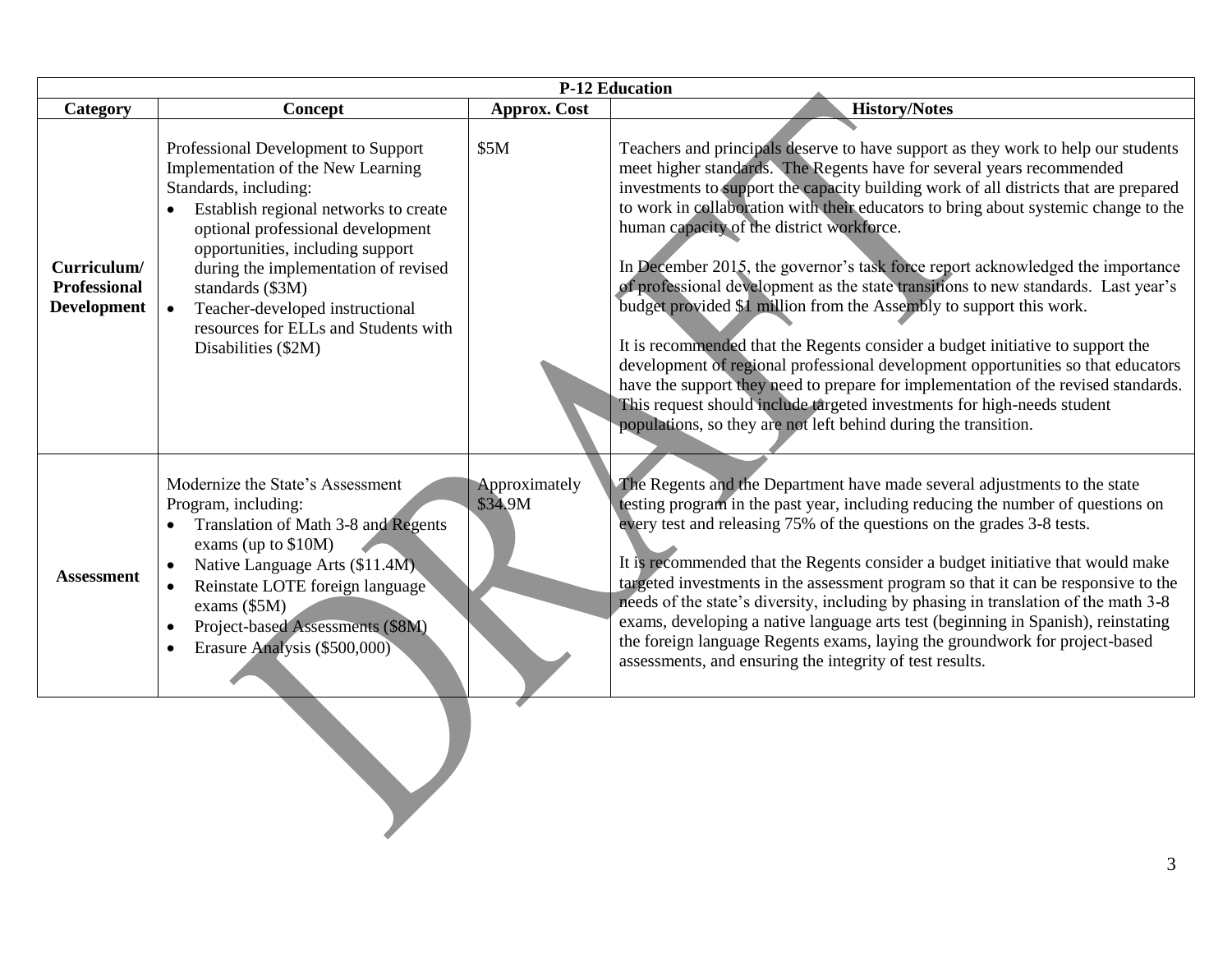| P-12 Education | | | |
|---|---|---|---|
| **Category** | **Concept** | **Approx. Cost** | **History/Notes** |
| **Curriculum/ Professional Development** | Professional Development to Support Implementation of the New Learning Standards, including:<br>• Establish regional networks to create optional professional development opportunities, including support during the implementation of revised standards ($3M)<br>• Teacher-developed instructional resources for ELLs and Students with Disabilities ($2M) | $5M | Teachers and principals deserve to have support as they work to help our students meet higher standards. The Regents have for several years recommended investments to support the capacity building work of all districts that are prepared to work in collaboration with their educators to bring about systemic change to the human capacity of the district workforce.<br><br>In December 2015, the governor's task force report acknowledged the importance of professional development as the state transitions to new standards. Last year's budget provided $1 million from the Assembly to support this work.<br><br>It is recommended that the Regents consider a budget initiative to support the development of regional professional development opportunities so that educators have the support they need to prepare for implementation of the revised standards. This request should include targeted investments for high-needs student populations, so they are not left behind during the transition. |
| **Assessment** | Modernize the State's Assessment Program, including:<br>• Translation of Math 3-8 and Regents exams (up to $10M)<br>• Native Language Arts ($11.4M)<br>• Reinstate LOTE foreign language exams ($5M)<br>• Project-based Assessments ($8M)<br>• Erasure Analysis ($500,000) | Approximately $34.9M | The Regents and the Department have made several adjustments to the state testing program in the past year, including reducing the number of questions on every test and releasing 75% of the questions on the grades 3-8 tests.<br><br>It is recommended that the Regents consider a budget initiative that would make targeted investments in the assessment program so that it can be responsive to the needs of the state's diversity, including by phasing in translation of the math 3-8 exams, developing a native language arts test (beginning in Spanish), reinstating the foreign language Regents exams, laying the groundwork for project-based assessments, and ensuring the integrity of test results. |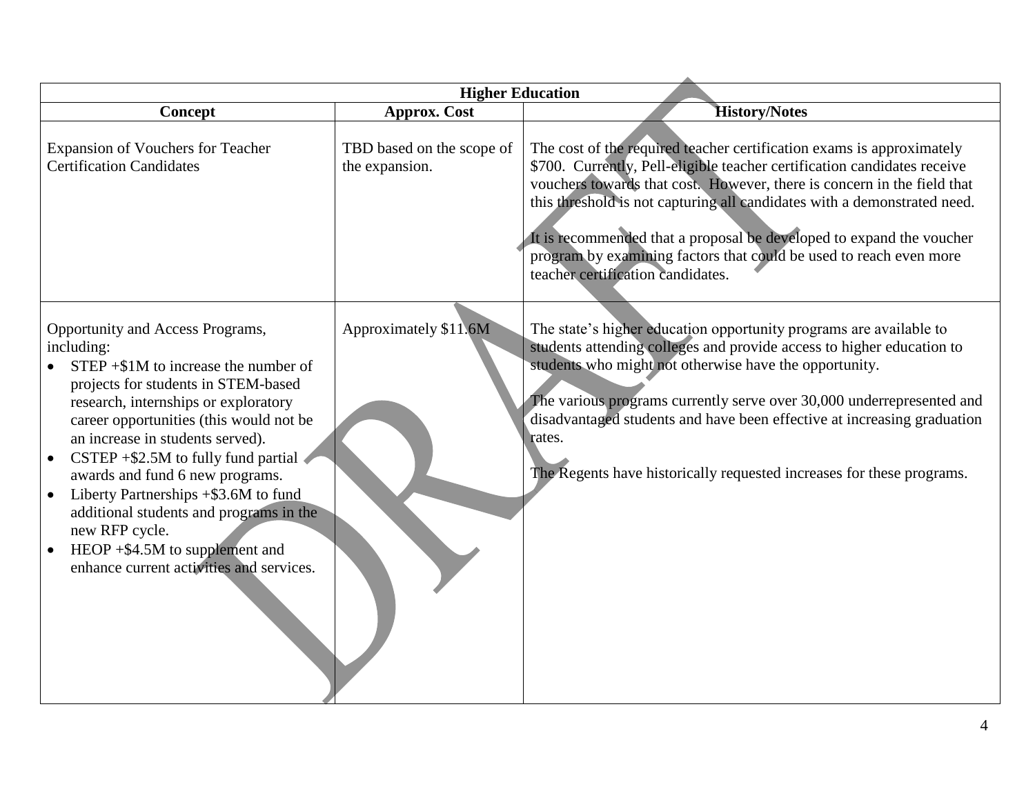| Higher Education | | |
|---|---|---|
| **Concept** | **Approx. Cost** | **History/Notes** |
| Expansion of Vouchers for Teacher Certification Candidates | TBD based on the scope of the expansion. | The cost of the required teacher certification exams is approximately $700. Currently, Pell-eligible teacher certification candidates receive vouchers towards that cost. However, there is concern in the field that this threshold is not capturing all candidates with a demonstrated need.<br><br>It is recommended that a proposal be developed to expand the voucher program by examining factors that could be used to reach even more teacher certification candidates. |
| Opportunity and Access Programs, including:<br>• STEP +$1M to increase the number of projects for students in STEM-based research, internships or exploratory career opportunities (this would not be an increase in students served).<br>• CSTEP +$2.5M to fully fund partial awards and fund 6 new programs.<br>• Liberty Partnerships +$3.6M to fund additional students and programs in the new RFP cycle.<br>• HEOP +$4.5M to supplement and enhance current activities and services. | Approximately $11.6M | The state's higher education opportunity programs are available to students attending colleges and provide access to higher education to students who might not otherwise have the opportunity.<br><br>The various programs currently serve over 30,000 underrepresented and disadvantaged students and have been effective at increasing graduation rates.<br><br>The Regents have historically requested increases for these programs. |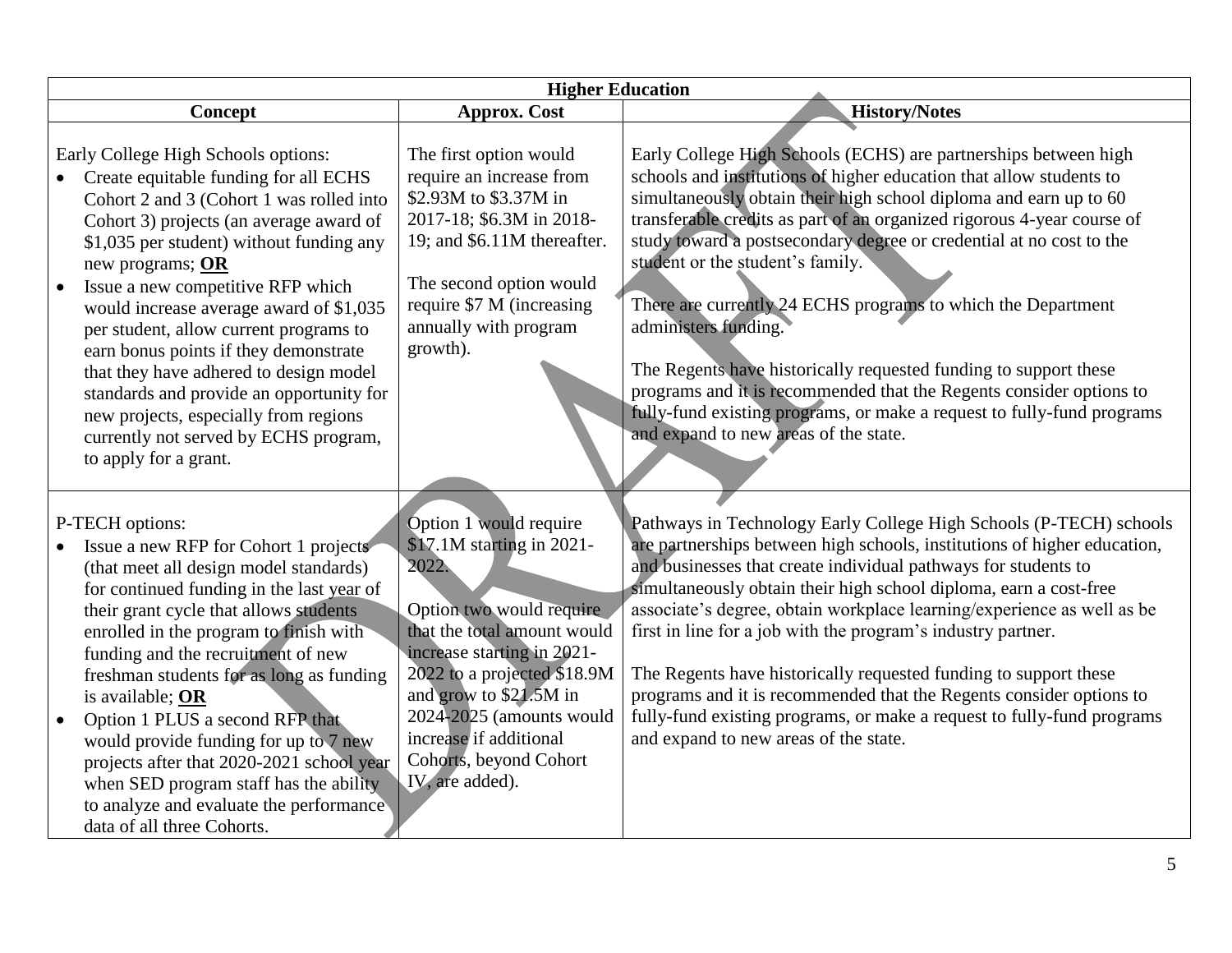| Higher Education | | |
|---|---|---|
| **Concept** | **Approx. Cost** | **History/Notes** |
| Early College High Schools options:<br>• Create equitable funding for all ECHS Cohort 2 and 3 (Cohort 1 was rolled into Cohort 3) projects (an average award of $1,035 per student) without funding any new programs; **OR**<br>• Issue a new competitive RFP which would increase average award of $1,035 per student, allow current programs to earn bonus points if they demonstrate that they have adhered to design model standards and provide an opportunity for new projects, especially from regions currently not served by ECHS program, to apply for a grant. | The first option would require an increase from $2.93M to $3.37M in 2017-18; $6.3M in 2018-19; and $6.11M thereafter.<br><br>The second option would require $7 M (increasing annually with program growth). | Early College High Schools (ECHS) are partnerships between high schools and institutions of higher education that allow students to simultaneously obtain their high school diploma and earn up to 60 transferable credits as part of an organized rigorous 4-year course of study toward a postsecondary degree or credential at no cost to the student or the student's family.<br><br>There are currently 24 ECHS programs to which the Department administers funding.<br><br>The Regents have historically requested funding to support these programs and it is recommended that the Regents consider options to fully-fund existing programs, or make a request to fully-fund programs and expand to new areas of the state. |
| P-TECH options:<br>• Issue a new RFP for Cohort 1 projects (that meet all design model standards) for continued funding in the last year of their grant cycle that allows students enrolled in the program to finish with funding and the recruitment of new freshman students for as long as funding is available; **OR**<br>• Option 1 PLUS a second RFP that would provide funding for up to 7 new projects after that 2020-2021 school year when SED program staff has the ability to analyze and evaluate the performance data of all three Cohorts. | Option 1 would require $17.1M starting in 2021-2022.<br><br>Option two would require that the total amount would increase starting in 2021-2022 to a projected $18.9M and grow to $21.5M in 2024-2025 (amounts would increase if additional Cohorts, beyond Cohort IV, are added). | Pathways in Technology Early College High Schools (P-TECH) schools are partnerships between high schools, institutions of higher education, and businesses that create individual pathways for students to simultaneously obtain their high school diploma, earn a cost-free associate's degree, obtain workplace learning/experience as well as be first in line for a job with the program's industry partner.<br><br>The Regents have historically requested funding to support these programs and it is recommended that the Regents consider options to fully-fund existing programs, or make a request to fully-fund programs and expand to new areas of the state. |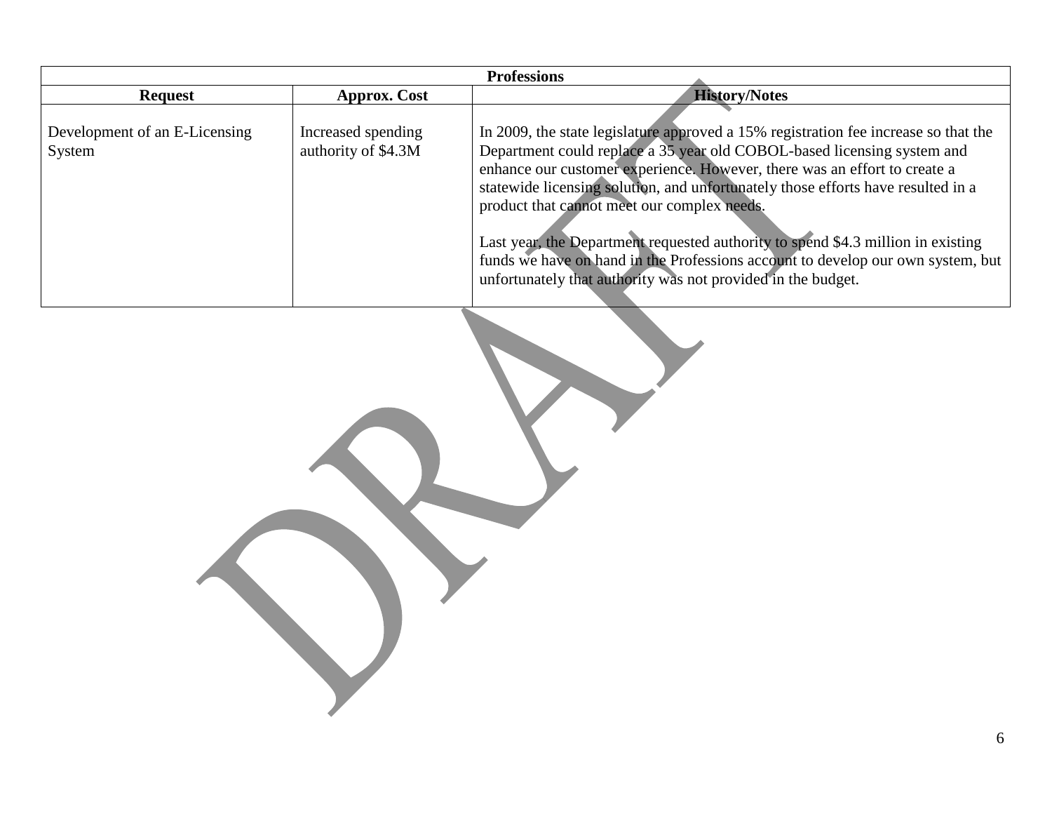| Professions | | |
|---|---|---|
| **Request** | **Approx. Cost** | **History/Notes** |
| Development of an E-Licensing System | Increased spending authority of $4.3M | In 2009, the state legislature approved a 15% registration fee increase so that the Department could replace a 35 year old COBOL-based licensing system and enhance our customer experience. However, there was an effort to create a statewide licensing solution, and unfortunately those efforts have resulted in a product that cannot meet our complex needs.<br><br>Last year, the Department requested authority to spend $4.3 million in existing funds we have on hand in the Professions account to develop our own system, but unfortunately that authority was not provided in the budget. |

DRAFT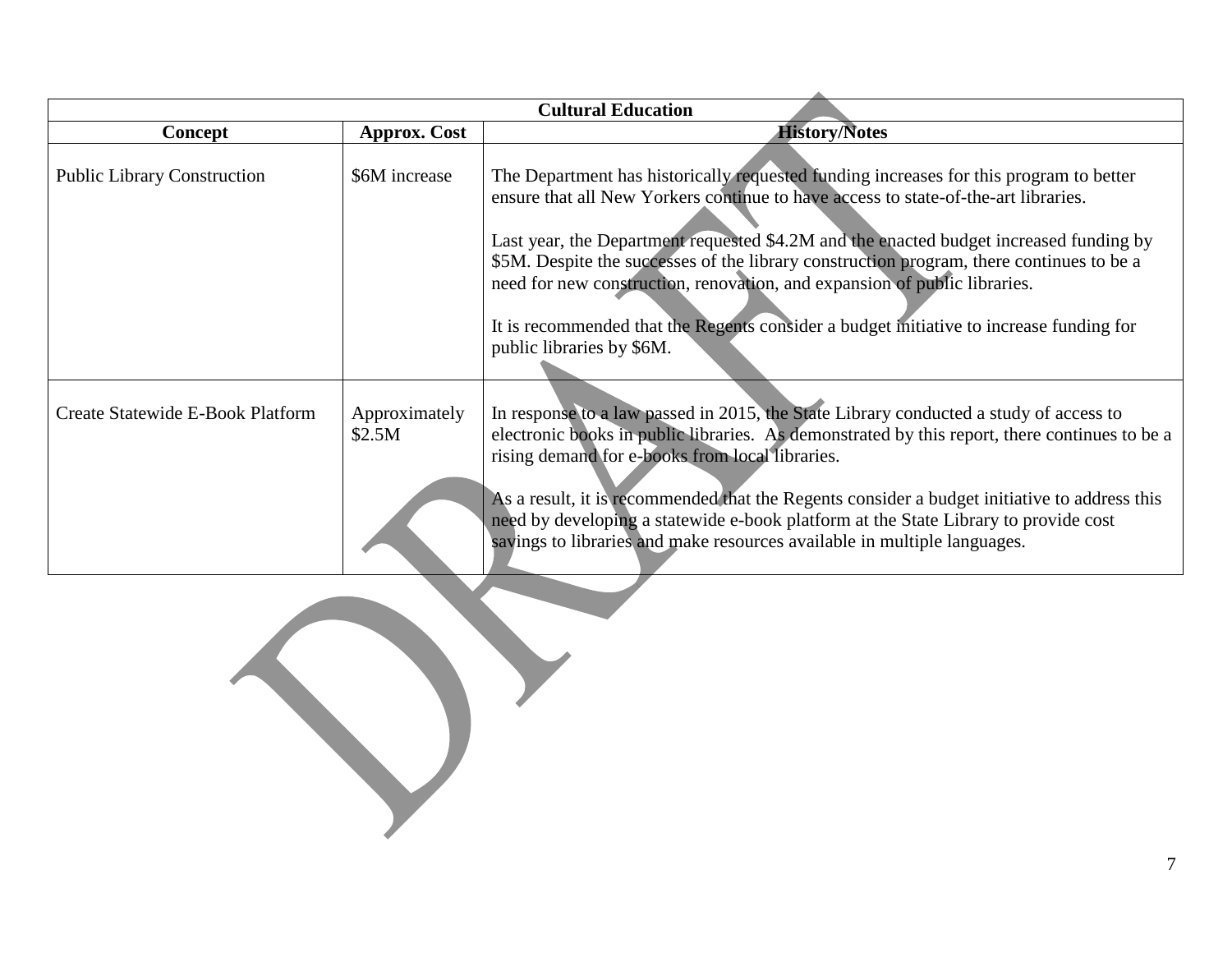| Cultural Education | | |
|---|---|---|
| **Concept** | **Approx. Cost** | **History/Notes** |
| Public Library Construction | $6M increase | The Department has historically requested funding increases for this program to better ensure that all New Yorkers continue to have access to state-of-the-art libraries.<br><br>Last year, the Department requested $4.2M and the enacted budget increased funding by $5M. Despite the successes of the library construction program, there continues to be a need for new construction, renovation, and expansion of public libraries.<br><br>It is recommended that the Regents consider a budget initiative to increase funding for public libraries by $6M. |
| Create Statewide E-Book Platform | Approximately $2.5M | In response to a law passed in 2015, the State Library conducted a study of access to electronic books in public libraries. As demonstrated by this report, there continues to be a rising demand for e-books from local libraries.<br><br>As a result, it is recommended that the Regents consider a budget initiative to address this need by developing a statewide e-book platform at the State Library to provide cost savings to libraries and make resources available in multiple languages. |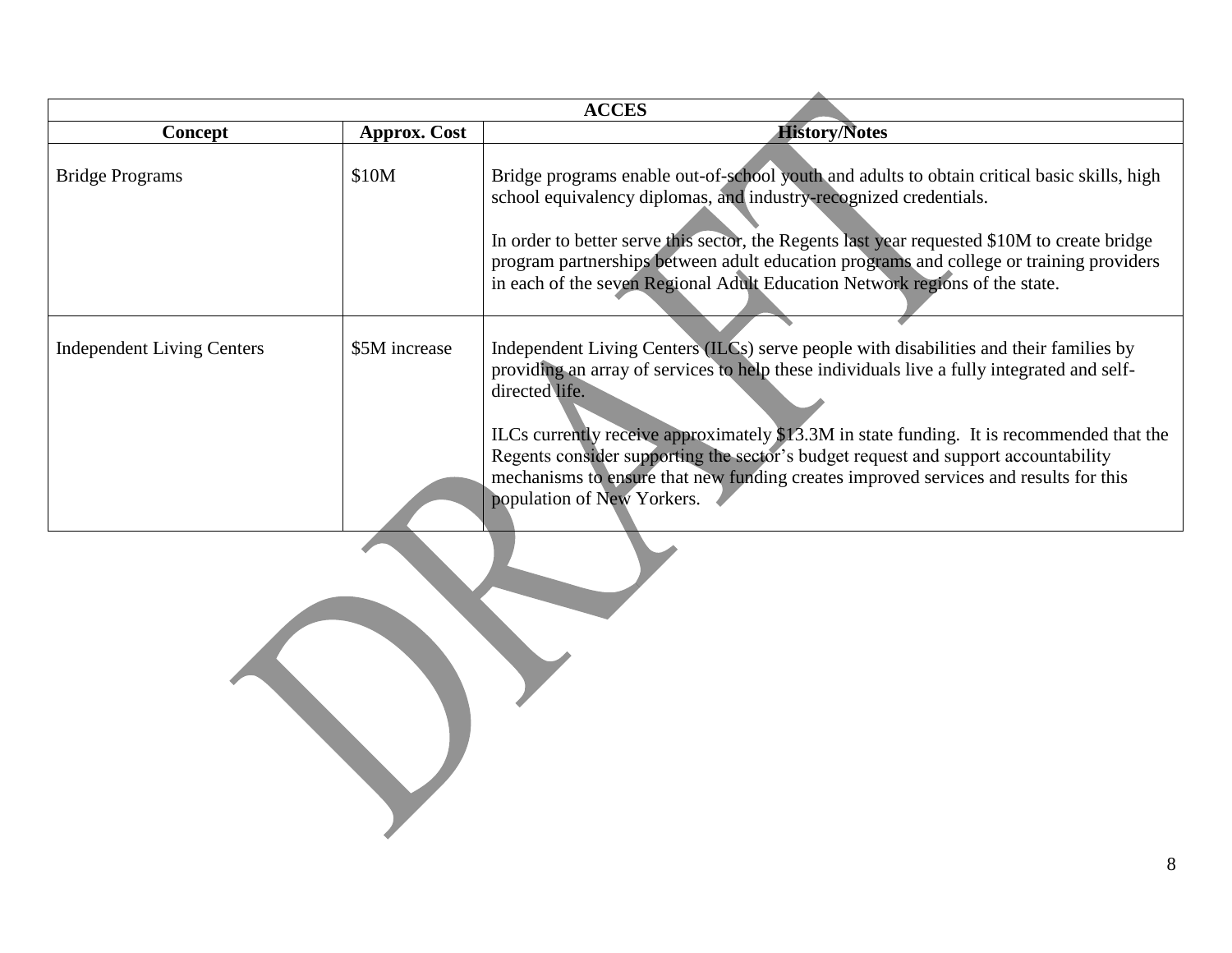| ACCES | | |
|---|---|---|
| **Concept** | **Approx. Cost** | **History/Notes** |
| Bridge Programs | $10M | Bridge programs enable out-of-school youth and adults to obtain critical basic skills, high school equivalency diplomas, and industry-recognized credentials.<br><br>In order to better serve this sector, the Regents last year requested $10M to create bridge program partnerships between adult education programs and college or training providers in each of the seven Regional Adult Education Network regions of the state. |
| Independent Living Centers | $5M increase | Independent Living Centers (ILCs) serve people with disabilities and their families by providing an array of services to help these individuals live a fully integrated and self-directed life.<br><br>ILCs currently receive approximately $13.3M in state funding. It is recommended that the Regents consider supporting the sector's budget request and support accountability mechanisms to ensure that new funding creates improved services and results for this population of New Yorkers. |

DRAFT